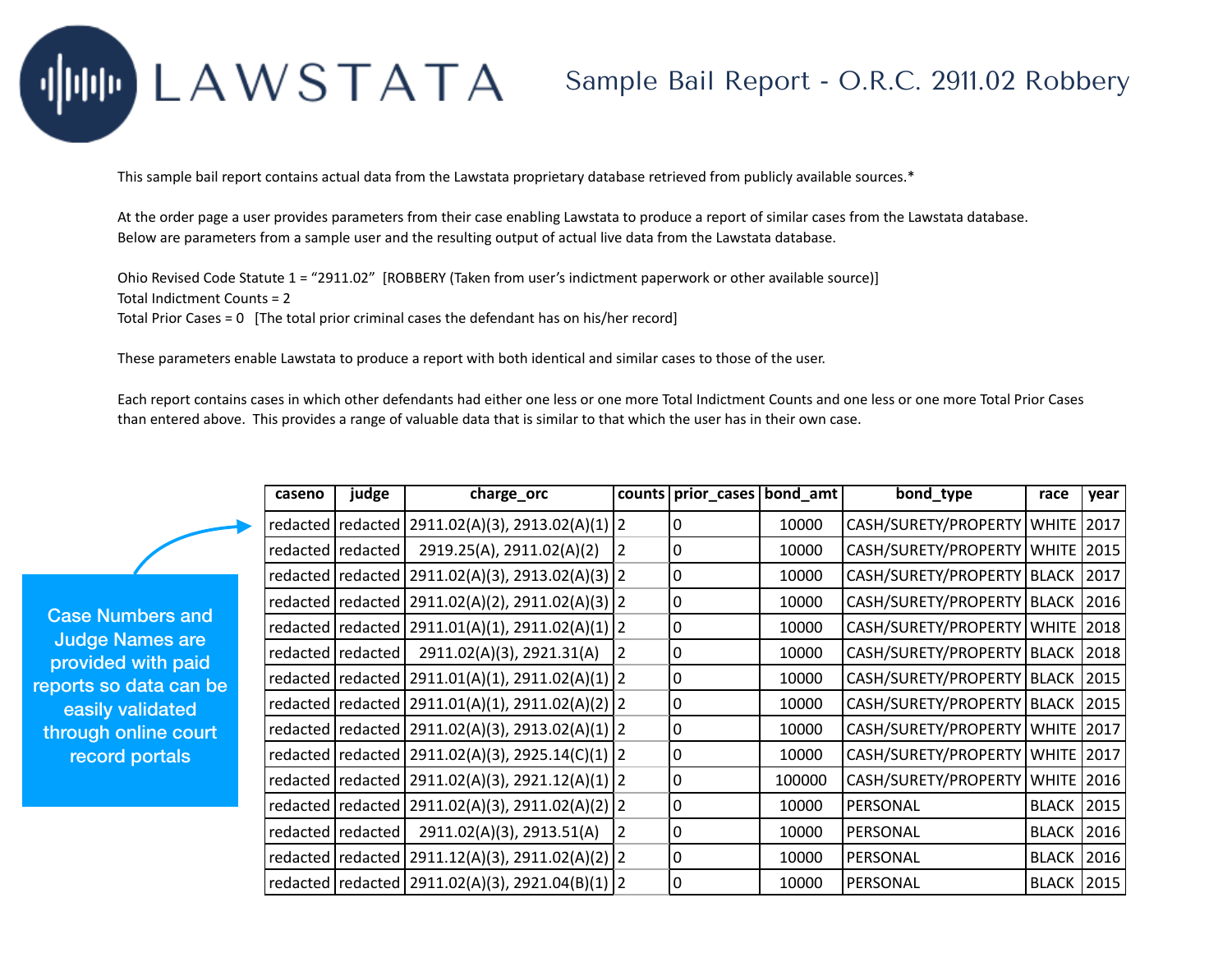# LAWSTATA

## Sample Bail Report - O.R.C. 2911.02 Robbery

This sample bail report contains actual data from the Lawstata proprietary database retrieved from publicly available sources.*

At the order page a user provides parameters from their case enabling Lawstata to produce a report of similar cases from the Lawstata database. Below are parameters from a sample user and the resulting output of actual live data from the Lawstata database.

Ohio Revised Code Statute 1 = "2911.02" [ROBBERY (Taken from user's indictment paperwork or other available source)]
Total Indictment Counts = 2
Total Prior Cases = 0 [The total prior criminal cases the defendant has on his/her record]

These parameters enable Lawstata to produce a report with both identical and similar cases to those of the user.

Each report contains cases in which other defendants had either one less or one more Total Indictment Counts and one less or one more Total Prior Cases than entered above. This provides a range of valuable data that is similar to that which the user has in their own case.

Case Numbers and Judge Names are provided with paid reports so data can be easily validated through online court record portals

| caseno | judge | charge_orc | counts | prior_cases | bond_amt | bond_type | race | year |
|---|---|---|---|---|---|---|---|---|
| redacted | redacted | 2911.02(A)(3), 2913.02(A)(1) | 2 | 0 | 10000 | CASH/SURETY/PROPERTY | WHITE | 2017 |
| redacted | redacted | 2919.25(A), 2911.02(A)(2) | 2 | 0 | 10000 | CASH/SURETY/PROPERTY | WHITE | 2015 |
| redacted | redacted | 2911.02(A)(3), 2913.02(A)(3) | 2 | 0 | 10000 | CASH/SURETY/PROPERTY | BLACK | 2017 |
| redacted | redacted | 2911.02(A)(2), 2911.02(A)(3) | 2 | 0 | 10000 | CASH/SURETY/PROPERTY | BLACK | 2016 |
| redacted | redacted | 2911.01(A)(1), 2911.02(A)(1) | 2 | 0 | 10000 | CASH/SURETY/PROPERTY | WHITE | 2018 |
| redacted | redacted | 2911.02(A)(3), 2921.31(A) | 2 | 0 | 10000 | CASH/SURETY/PROPERTY | BLACK | 2018 |
| redacted | redacted | 2911.01(A)(1), 2911.02(A)(1) | 2 | 0 | 10000 | CASH/SURETY/PROPERTY | BLACK | 2015 |
| redacted | redacted | 2911.01(A)(1), 2911.02(A)(2) | 2 | 0 | 10000 | CASH/SURETY/PROPERTY | BLACK | 2015 |
| redacted | redacted | 2911.02(A)(3), 2913.02(A)(1) | 2 | 0 | 10000 | CASH/SURETY/PROPERTY | WHITE | 2017 |
| redacted | redacted | 2911.02(A)(3), 2925.14(C)(1) | 2 | 0 | 10000 | CASH/SURETY/PROPERTY | WHITE | 2017 |
| redacted | redacted | 2911.02(A)(3), 2921.12(A)(1) | 2 | 0 | 100000 | CASH/SURETY/PROPERTY | WHITE | 2016 |
| redacted | redacted | 2911.02(A)(3), 2911.02(A)(2) | 2 | 0 | 10000 | PERSONAL | BLACK | 2015 |
| redacted | redacted | 2911.02(A)(3), 2913.51(A) | 2 | 0 | 10000 | PERSONAL | BLACK | 2016 |
| redacted | redacted | 2911.12(A)(3), 2911.02(A)(2) | 2 | 0 | 10000 | PERSONAL | BLACK | 2016 |
| redacted | redacted | 2911.02(A)(3), 2921.04(B)(1) | 2 | 0 | 10000 | PERSONAL | BLACK | 2015 |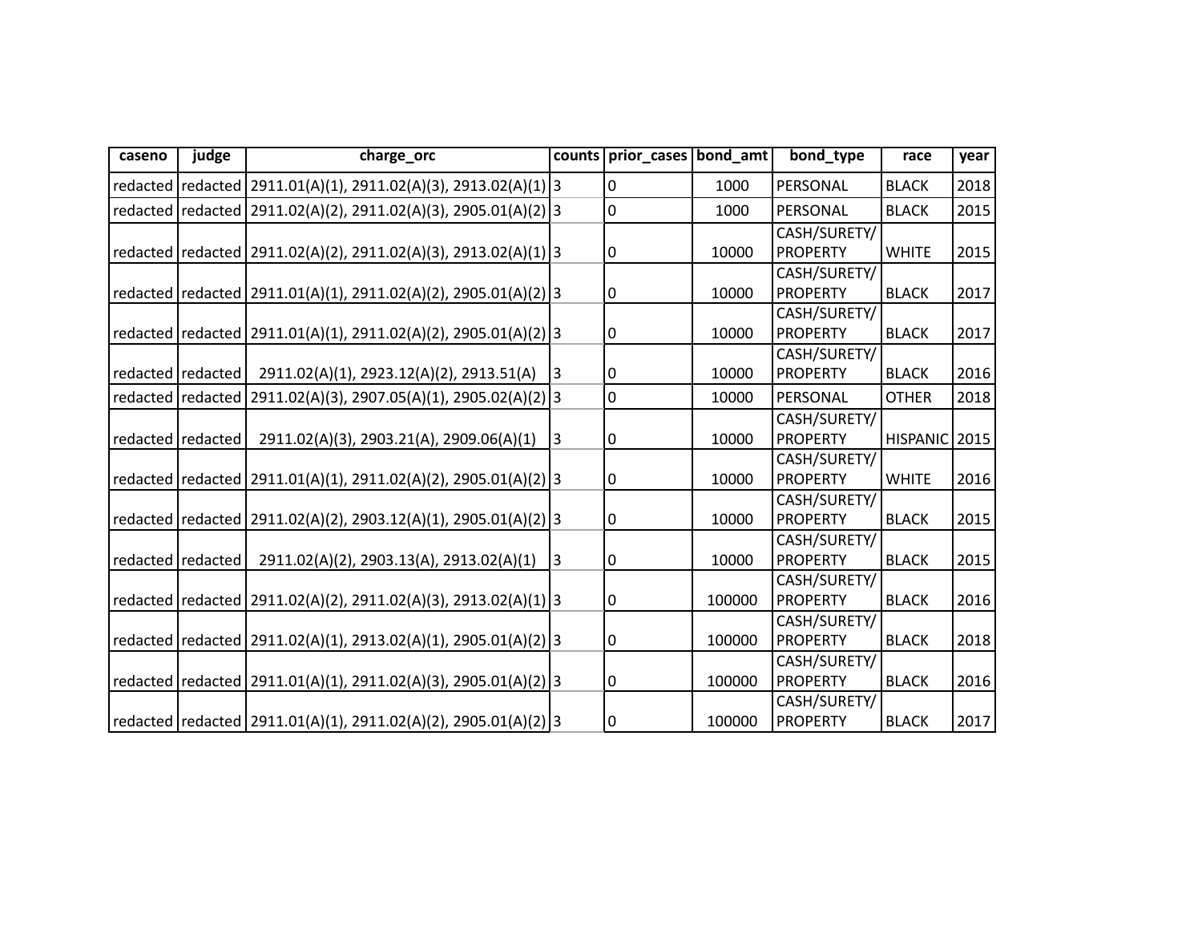| caseno | judge | charge_orc | counts | prior_cases | bond_amt | bond_type | race | year |
|---|---|---|---|---|---|---|---|---|
| redacted | redacted | 2911.01(A)(1), 2911.02(A)(3), 2913.02(A)(1) | 3 | 0 | 1000 | PERSONAL | BLACK | 2018 |
| redacted | redacted | 2911.02(A)(2), 2911.02(A)(3), 2905.01(A)(2) | 3 | 0 | 1000 | PERSONAL | BLACK | 2015 |
| redacted | redacted | 2911.02(A)(2), 2911.02(A)(3), 2913.02(A)(1) | 3 | 0 | 10000 | CASH/SURETY/PROPERTY | WHITE | 2015 |
| redacted | redacted | 2911.01(A)(1), 2911.02(A)(2), 2905.01(A)(2) | 3 | 0 | 10000 | CASH/SURETY/PROPERTY | BLACK | 2017 |
| redacted | redacted | 2911.01(A)(1), 2911.02(A)(2), 2905.01(A)(2) | 3 | 0 | 10000 | CASH/SURETY/PROPERTY | BLACK | 2017 |
| redacted | redacted | 2911.02(A)(1), 2923.12(A)(2), 2913.51(A) | 3 | 0 | 10000 | CASH/SURETY/PROPERTY | BLACK | 2016 |
| redacted | redacted | 2911.02(A)(3), 2907.05(A)(1), 2905.02(A)(2) | 3 | 0 | 10000 | PERSONAL | OTHER | 2018 |
| redacted | redacted | 2911.02(A)(3), 2903.21(A), 2909.06(A)(1) | 3 | 0 | 10000 | CASH/SURETY/PROPERTY | HISPANIC | 2015 |
| redacted | redacted | 2911.01(A)(1), 2911.02(A)(2), 2905.01(A)(2) | 3 | 0 | 10000 | CASH/SURETY/PROPERTY | WHITE | 2016 |
| redacted | redacted | 2911.02(A)(2), 2903.12(A)(1), 2905.01(A)(2) | 3 | 0 | 10000 | CASH/SURETY/PROPERTY | BLACK | 2015 |
| redacted | redacted | 2911.02(A)(2), 2903.13(A), 2913.02(A)(1) | 3 | 0 | 10000 | CASH/SURETY/PROPERTY | BLACK | 2015 |
| redacted | redacted | 2911.02(A)(2), 2911.02(A)(3), 2913.02(A)(1) | 3 | 0 | 100000 | CASH/SURETY/PROPERTY | BLACK | 2016 |
| redacted | redacted | 2911.02(A)(1), 2913.02(A)(1), 2905.01(A)(2) | 3 | 0 | 100000 | CASH/SURETY/PROPERTY | BLACK | 2018 |
| redacted | redacted | 2911.01(A)(1), 2911.02(A)(3), 2905.01(A)(2) | 3 | 0 | 100000 | CASH/SURETY/PROPERTY | BLACK | 2016 |
| redacted | redacted | 2911.01(A)(1), 2911.02(A)(2), 2905.01(A)(2) | 3 | 0 | 100000 | CASH/SURETY/PROPERTY | BLACK | 2017 |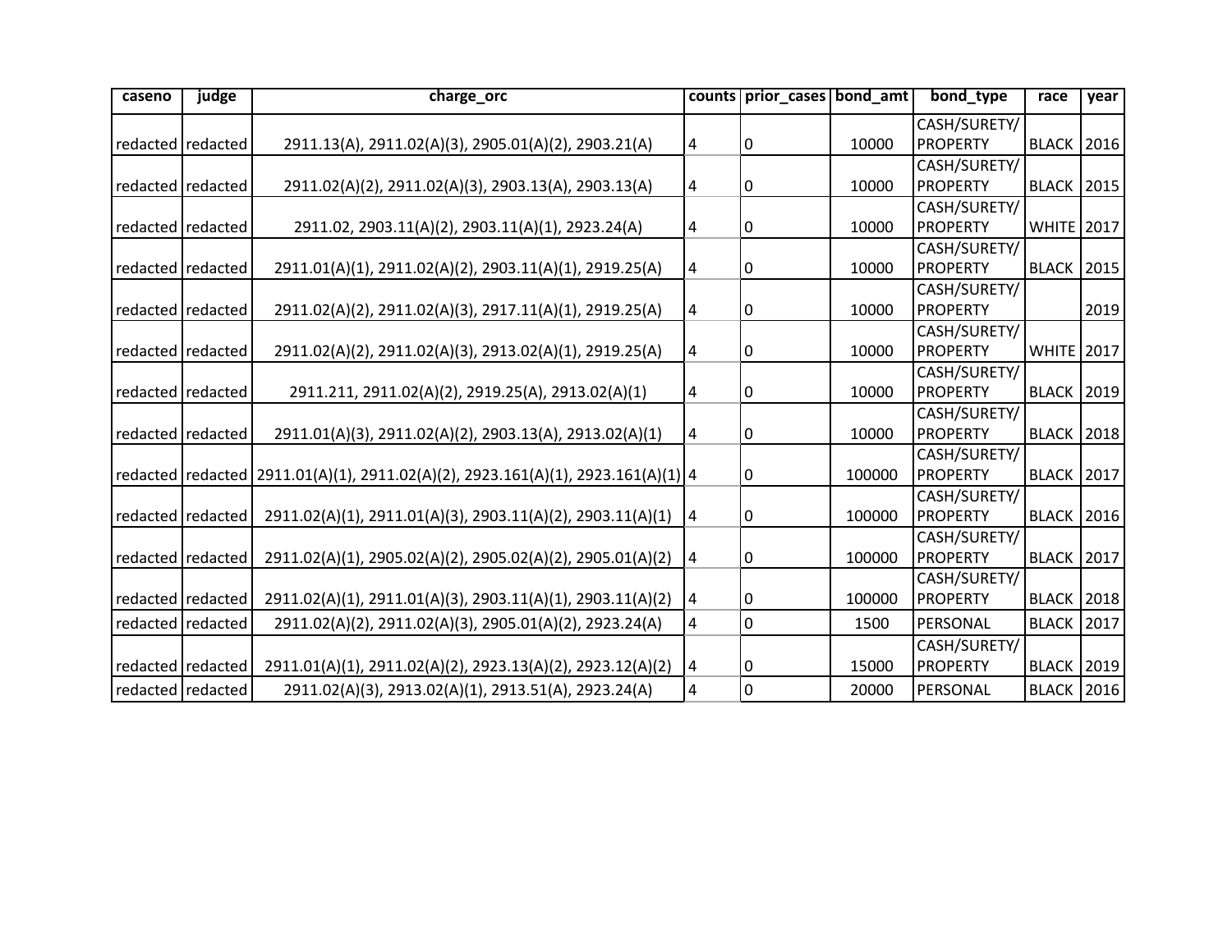| caseno | judge | charge_orc | counts | prior_cases | bond_amt | bond_type | race | year |
| --- | --- | --- | --- | --- | --- | --- | --- | --- |
| redacted | redacted | 2911.13(A), 2911.02(A)(3), 2905.01(A)(2), 2903.21(A) | 4 | 0 | 10000 | CASH/SURETY/PROPERTY | BLACK | 2016 |
| redacted | redacted | 2911.02(A)(2), 2911.02(A)(3), 2903.13(A), 2903.13(A) | 4 | 0 | 10000 | CASH/SURETY/PROPERTY | BLACK | 2015 |
| redacted | redacted | 2911.02, 2903.11(A)(2), 2903.11(A)(1), 2923.24(A) | 4 | 0 | 10000 | CASH/SURETY/PROPERTY | WHITE | 2017 |
| redacted | redacted | 2911.01(A)(1), 2911.02(A)(2), 2903.11(A)(1), 2919.25(A) | 4 | 0 | 10000 | CASH/SURETY/PROPERTY | BLACK | 2015 |
| redacted | redacted | 2911.02(A)(2), 2911.02(A)(3), 2917.11(A)(1), 2919.25(A) | 4 | 0 | 10000 | CASH/SURETY/PROPERTY | | 2019 |
| redacted | redacted | 2911.02(A)(2), 2911.02(A)(3), 2913.02(A)(1), 2919.25(A) | 4 | 0 | 10000 | CASH/SURETY/PROPERTY | WHITE | 2017 |
| redacted | redacted | 2911.211, 2911.02(A)(2), 2919.25(A), 2913.02(A)(1) | 4 | 0 | 10000 | CASH/SURETY/PROPERTY | BLACK | 2019 |
| redacted | redacted | 2911.01(A)(3), 2911.02(A)(2), 2903.13(A), 2913.02(A)(1) | 4 | 0 | 10000 | CASH/SURETY/PROPERTY | BLACK | 2018 |
| redacted | redacted | 2911.01(A)(1), 2911.02(A)(2), 2923.161(A)(1), 2923.161(A)(1) | 4 | 0 | 100000 | CASH/SURETY/PROPERTY | BLACK | 2017 |
| redacted | redacted | 2911.02(A)(1), 2911.01(A)(3), 2903.11(A)(2), 2903.11(A)(1) | 4 | 0 | 100000 | CASH/SURETY/PROPERTY | BLACK | 2016 |
| redacted | redacted | 2911.02(A)(1), 2905.02(A)(2), 2905.02(A)(2), 2905.01(A)(2) | 4 | 0 | 100000 | CASH/SURETY/PROPERTY | BLACK | 2017 |
| redacted | redacted | 2911.02(A)(1), 2911.01(A)(3), 2903.11(A)(1), 2903.11(A)(2) | 4 | 0 | 100000 | CASH/SURETY/PROPERTY | BLACK | 2018 |
| redacted | redacted | 2911.02(A)(2), 2911.02(A)(3), 2905.01(A)(2), 2923.24(A) | 4 | 0 | 1500 | PERSONAL | BLACK | 2017 |
| redacted | redacted | 2911.01(A)(1), 2911.02(A)(2), 2923.13(A)(2), 2923.12(A)(2) | 4 | 0 | 15000 | CASH/SURETY/PROPERTY | BLACK | 2019 |
| redacted | redacted | 2911.02(A)(3), 2913.02(A)(1), 2913.51(A), 2923.24(A) | 4 | 0 | 20000 | PERSONAL | BLACK | 2016 |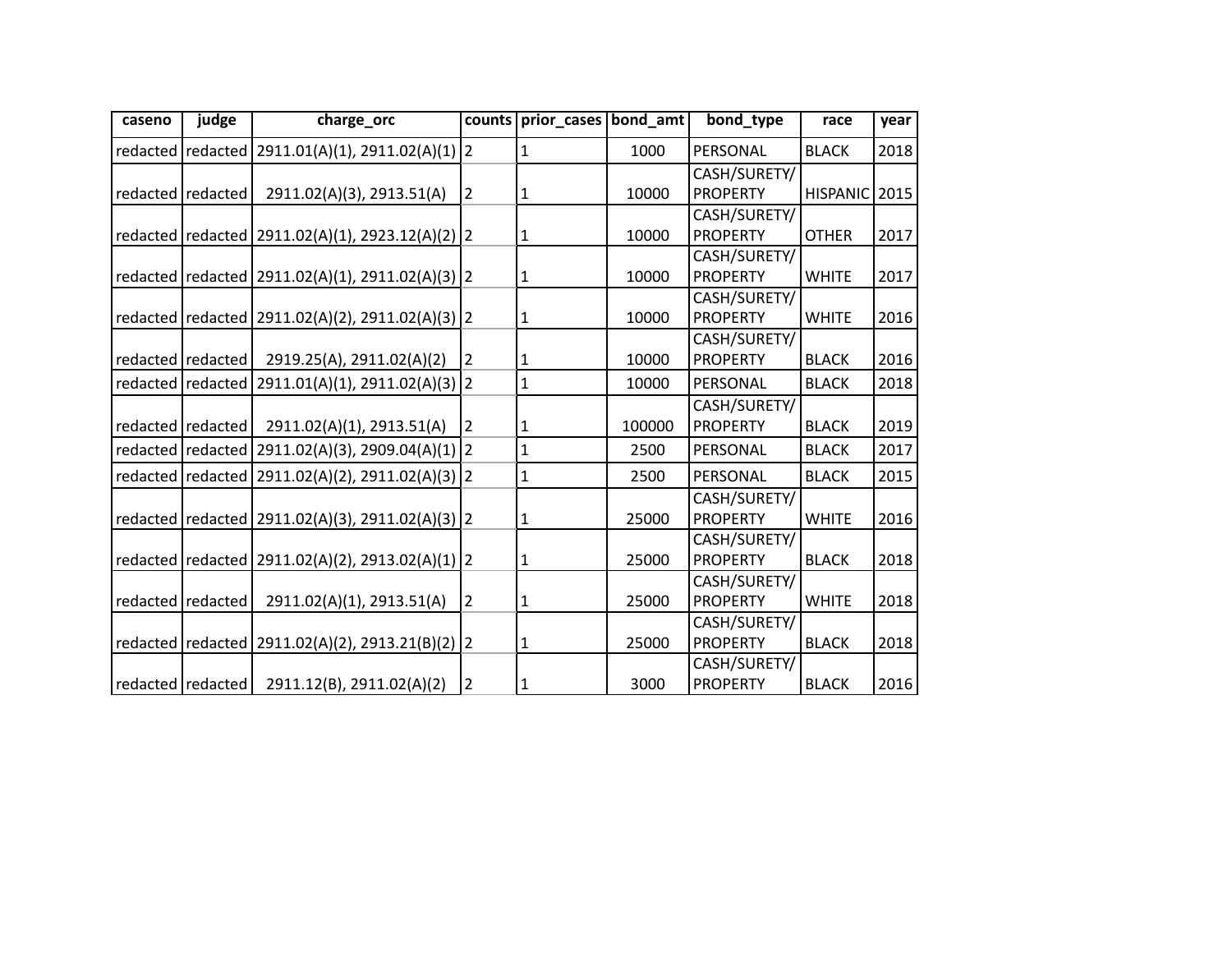| caseno | judge | charge_orc | counts | prior_cases | bond_amt | bond_type | race | year |
|---|---|---|---|---|---|---|---|---|
| redacted | redacted | 2911.01(A)(1), 2911.02(A)(1) | 2 | 1 | 1000 | PERSONAL | BLACK | 2018 |
| redacted | redacted | 2911.02(A)(3), 2913.51(A) | 2 | 1 | 10000 | CASH/SURETY/PROPERTY | HISPANIC | 2015 |
| redacted | redacted | 2911.02(A)(1), 2923.12(A)(2) | 2 | 1 | 10000 | CASH/SURETY/PROPERTY | OTHER | 2017 |
| redacted | redacted | 2911.02(A)(1), 2911.02(A)(3) | 2 | 1 | 10000 | CASH/SURETY/PROPERTY | WHITE | 2017 |
| redacted | redacted | 2911.02(A)(2), 2911.02(A)(3) | 2 | 1 | 10000 | CASH/SURETY/PROPERTY | WHITE | 2016 |
| redacted | redacted | 2919.25(A), 2911.02(A)(2) | 2 | 1 | 10000 | CASH/SURETY/PROPERTY | BLACK | 2016 |
| redacted | redacted | 2911.01(A)(1), 2911.02(A)(3) | 2 | 1 | 10000 | PERSONAL | BLACK | 2018 |
| redacted | redacted | 2911.02(A)(1), 2913.51(A) | 2 | 1 | 100000 | CASH/SURETY/PROPERTY | BLACK | 2019 |
| redacted | redacted | 2911.02(A)(3), 2909.04(A)(1) | 2 | 1 | 2500 | PERSONAL | BLACK | 2017 |
| redacted | redacted | 2911.02(A)(2), 2911.02(A)(3) | 2 | 1 | 2500 | PERSONAL | BLACK | 2015 |
| redacted | redacted | 2911.02(A)(3), 2911.02(A)(3) | 2 | 1 | 25000 | CASH/SURETY/PROPERTY | WHITE | 2016 |
| redacted | redacted | 2911.02(A)(2), 2913.02(A)(1) | 2 | 1 | 25000 | CASH/SURETY/PROPERTY | BLACK | 2018 |
| redacted | redacted | 2911.02(A)(1), 2913.51(A) | 2 | 1 | 25000 | CASH/SURETY/PROPERTY | WHITE | 2018 |
| redacted | redacted | 2911.02(A)(2), 2913.21(B)(2) | 2 | 1 | 25000 | CASH/SURETY/PROPERTY | BLACK | 2018 |
| redacted | redacted | 2911.12(B), 2911.02(A)(2) | 2 | 1 | 3000 | CASH/SURETY/PROPERTY | BLACK | 2016 |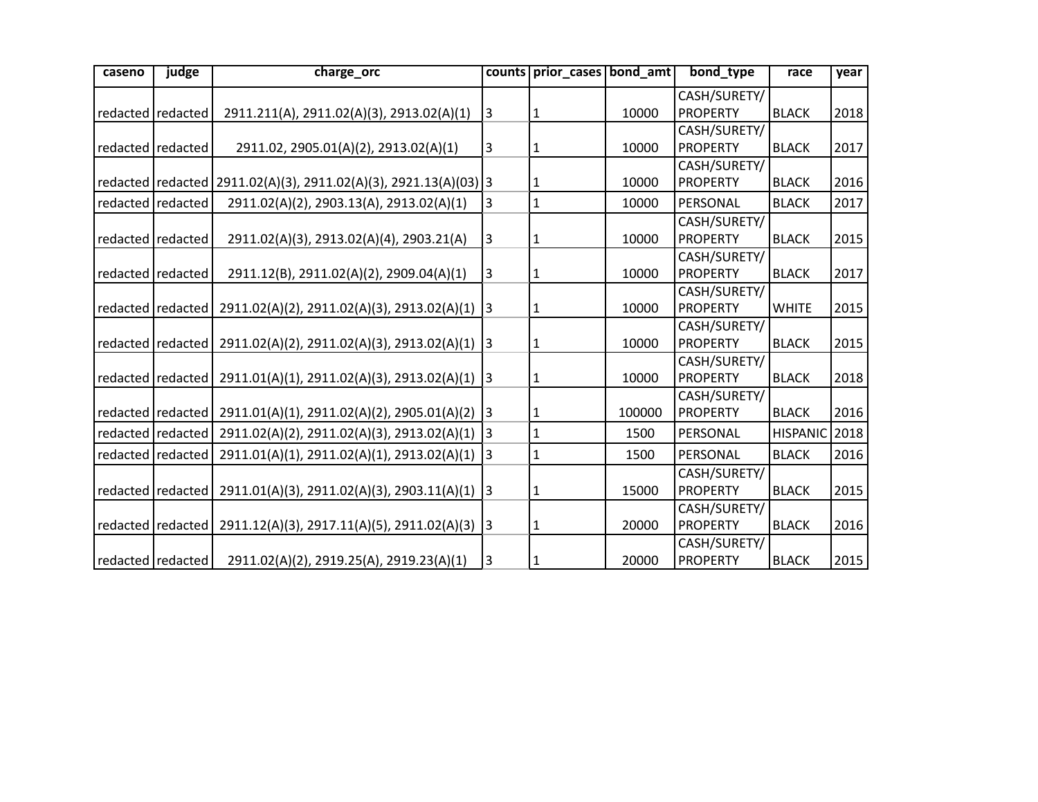| caseno | judge | charge_orc | counts | prior_cases | bond_amt | bond_type | race | year |
|---|---|---|---|---|---|---|---|---|
| redacted | redacted | 2911.211(A), 2911.02(A)(3), 2913.02(A)(1) | 3 | 1 | 10000 | CASH/SURETY/PROPERTY | BLACK | 2018 |
| redacted | redacted | 2911.02, 2905.01(A)(2), 2913.02(A)(1) | 3 | 1 | 10000 | CASH/SURETY/PROPERTY | BLACK | 2017 |
| redacted | redacted | 2911.02(A)(3), 2911.02(A)(3), 2921.13(A)(03) | 3 | 1 | 10000 | CASH/SURETY/PROPERTY | BLACK | 2016 |
| redacted | redacted | 2911.02(A)(2), 2903.13(A), 2913.02(A)(1) | 3 | 1 | 10000 | PERSONAL | BLACK | 2017 |
| redacted | redacted | 2911.02(A)(3), 2913.02(A)(4), 2903.21(A) | 3 | 1 | 10000 | CASH/SURETY/PROPERTY | BLACK | 2015 |
| redacted | redacted | 2911.12(B), 2911.02(A)(2), 2909.04(A)(1) | 3 | 1 | 10000 | CASH/SURETY/PROPERTY | BLACK | 2017 |
| redacted | redacted | 2911.02(A)(2), 2911.02(A)(3), 2913.02(A)(1) | 3 | 1 | 10000 | CASH/SURETY/PROPERTY | WHITE | 2015 |
| redacted | redacted | 2911.02(A)(2), 2911.02(A)(3), 2913.02(A)(1) | 3 | 1 | 10000 | CASH/SURETY/PROPERTY | BLACK | 2015 |
| redacted | redacted | 2911.01(A)(1), 2911.02(A)(3), 2913.02(A)(1) | 3 | 1 | 10000 | CASH/SURETY/PROPERTY | BLACK | 2018 |
| redacted | redacted | 2911.01(A)(1), 2911.02(A)(2), 2905.01(A)(2) | 3 | 1 | 100000 | CASH/SURETY/PROPERTY | BLACK | 2016 |
| redacted | redacted | 2911.02(A)(2), 2911.02(A)(3), 2913.02(A)(1) | 3 | 1 | 1500 | PERSONAL | HISPANIC | 2018 |
| redacted | redacted | 2911.01(A)(1), 2911.02(A)(1), 2913.02(A)(1) | 3 | 1 | 1500 | PERSONAL | BLACK | 2016 |
| redacted | redacted | 2911.01(A)(3), 2911.02(A)(3), 2903.11(A)(1) | 3 | 1 | 15000 | CASH/SURETY/PROPERTY | BLACK | 2015 |
| redacted | redacted | 2911.12(A)(3), 2917.11(A)(5), 2911.02(A)(3) | 3 | 1 | 20000 | CASH/SURETY/PROPERTY | BLACK | 2016 |
| redacted | redacted | 2911.02(A)(2), 2919.25(A), 2919.23(A)(1) | 3 | 1 | 20000 | CASH/SURETY/PROPERTY | BLACK | 2015 |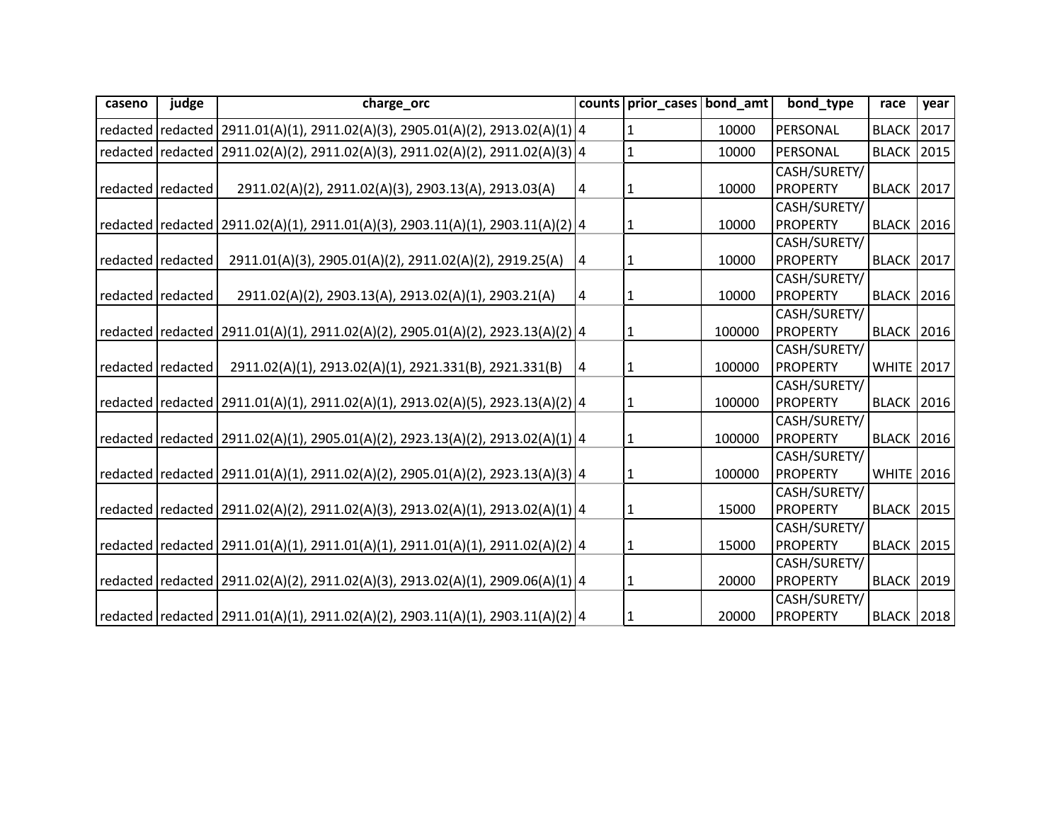| caseno | judge | charge_orc | counts | prior_cases | bond_amt | bond_type | race | year |
|---|---|---|---|---|---|---|---|---|
| redacted | redacted | 2911.01(A)(1), 2911.02(A)(3), 2905.01(A)(2), 2913.02(A)(1) | 4 | 1 | 10000 | PERSONAL | BLACK | 2017 |
| redacted | redacted | 2911.02(A)(2), 2911.02(A)(3), 2911.02(A)(2), 2911.02(A)(3) | 4 | 1 | 10000 | PERSONAL | BLACK | 2015 |
| redacted | redacted | 2911.02(A)(2), 2911.02(A)(3), 2903.13(A), 2913.03(A) | 4 | 1 | 10000 | CASH/SURETY/PROPERTY | BLACK | 2017 |
| redacted | redacted | 2911.02(A)(1), 2911.01(A)(3), 2903.11(A)(1), 2903.11(A)(2) | 4 | 1 | 10000 | CASH/SURETY/PROPERTY | BLACK | 2016 |
| redacted | redacted | 2911.01(A)(3), 2905.01(A)(2), 2911.02(A)(2), 2919.25(A) | 4 | 1 | 10000 | CASH/SURETY/PROPERTY | BLACK | 2017 |
| redacted | redacted | 2911.02(A)(2), 2903.13(A), 2913.02(A)(1), 2903.21(A) | 4 | 1 | 10000 | CASH/SURETY/PROPERTY | BLACK | 2016 |
| redacted | redacted | 2911.01(A)(1), 2911.02(A)(2), 2905.01(A)(2), 2923.13(A)(2) | 4 | 1 | 100000 | CASH/SURETY/PROPERTY | BLACK | 2016 |
| redacted | redacted | 2911.02(A)(1), 2913.02(A)(1), 2921.331(B), 2921.331(B) | 4 | 1 | 100000 | CASH/SURETY/PROPERTY | WHITE | 2017 |
| redacted | redacted | 2911.01(A)(1), 2911.02(A)(1), 2913.02(A)(5), 2923.13(A)(2) | 4 | 1 | 100000 | CASH/SURETY/PROPERTY | BLACK | 2016 |
| redacted | redacted | 2911.02(A)(1), 2905.01(A)(2), 2923.13(A)(2), 2913.02(A)(1) | 4 | 1 | 100000 | CASH/SURETY/PROPERTY | BLACK | 2016 |
| redacted | redacted | 2911.01(A)(1), 2911.02(A)(2), 2905.01(A)(2), 2923.13(A)(3) | 4 | 1 | 100000 | CASH/SURETY/PROPERTY | WHITE | 2016 |
| redacted | redacted | 2911.02(A)(2), 2911.02(A)(3), 2913.02(A)(1), 2913.02(A)(1) | 4 | 1 | 15000 | CASH/SURETY/PROPERTY | BLACK | 2015 |
| redacted | redacted | 2911.01(A)(1), 2911.01(A)(1), 2911.01(A)(1), 2911.02(A)(2) | 4 | 1 | 15000 | CASH/SURETY/PROPERTY | BLACK | 2015 |
| redacted | redacted | 2911.02(A)(2), 2911.02(A)(3), 2913.02(A)(1), 2909.06(A)(1) | 4 | 1 | 20000 | CASH/SURETY/PROPERTY | BLACK | 2019 |
| redacted | redacted | 2911.01(A)(1), 2911.02(A)(2), 2903.11(A)(1), 2903.11(A)(2) | 4 | 1 | 20000 | CASH/SURETY/PROPERTY | BLACK | 2018 |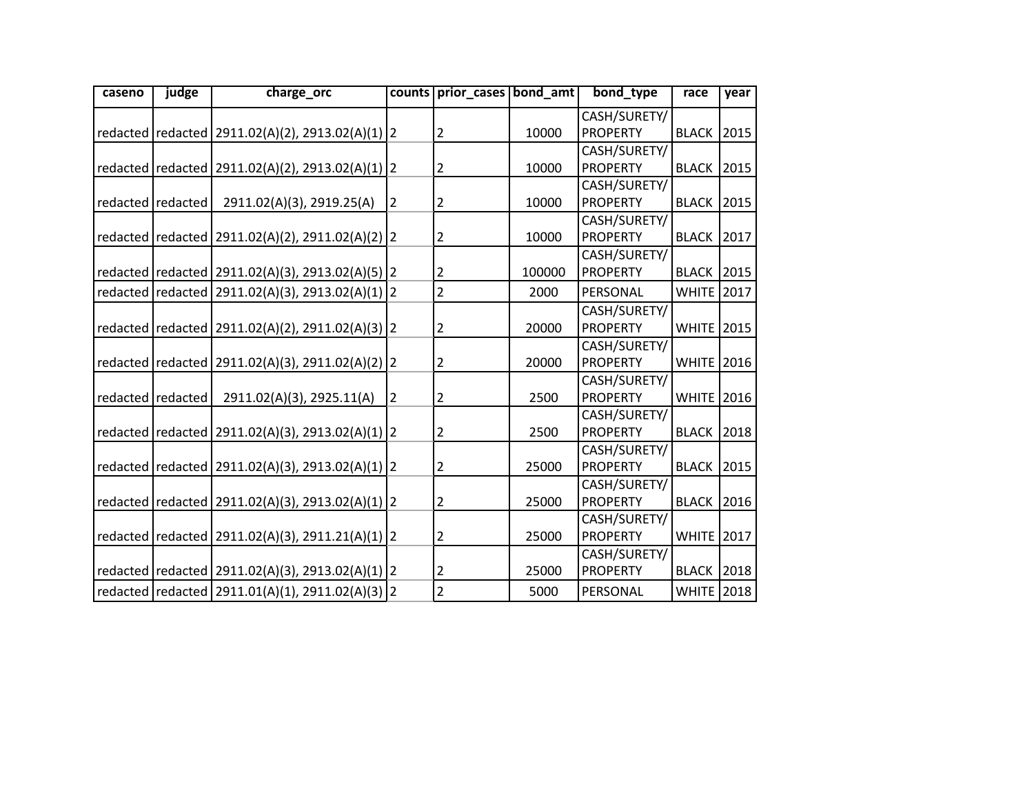| caseno | judge | charge_orc | counts | prior_cases | bond_amt | bond_type | race | year |
|---|---|---|---|---|---|---|---|---|
| redacted | redacted | 2911.02(A)(2), 2913.02(A)(1) | 2 | 2 | 10000 | CASH/SURETY/PROPERTY | BLACK | 2015 |
| redacted | redacted | 2911.02(A)(2), 2913.02(A)(1) | 2 | 2 | 10000 | CASH/SURETY/PROPERTY | BLACK | 2015 |
| redacted | redacted | 2911.02(A)(3), 2919.25(A) | 2 | 2 | 10000 | CASH/SURETY/PROPERTY | BLACK | 2015 |
| redacted | redacted | 2911.02(A)(2), 2911.02(A)(2) | 2 | 2 | 10000 | CASH/SURETY/PROPERTY | BLACK | 2017 |
| redacted | redacted | 2911.02(A)(3), 2913.02(A)(5) | 2 | 2 | 100000 | CASH/SURETY/PROPERTY | BLACK | 2015 |
| redacted | redacted | 2911.02(A)(3), 2913.02(A)(1) | 2 | 2 | 2000 | PERSONAL | WHITE | 2017 |
| redacted | redacted | 2911.02(A)(2), 2911.02(A)(3) | 2 | 2 | 20000 | CASH/SURETY/PROPERTY | WHITE | 2015 |
| redacted | redacted | 2911.02(A)(3), 2911.02(A)(2) | 2 | 2 | 20000 | CASH/SURETY/PROPERTY | WHITE | 2016 |
| redacted | redacted | 2911.02(A)(3), 2925.11(A) | 2 | 2 | 2500 | CASH/SURETY/PROPERTY | WHITE | 2016 |
| redacted | redacted | 2911.02(A)(3), 2913.02(A)(1) | 2 | 2 | 2500 | CASH/SURETY/PROPERTY | BLACK | 2018 |
| redacted | redacted | 2911.02(A)(3), 2913.02(A)(1) | 2 | 2 | 25000 | CASH/SURETY/PROPERTY | BLACK | 2015 |
| redacted | redacted | 2911.02(A)(3), 2913.02(A)(1) | 2 | 2 | 25000 | CASH/SURETY/PROPERTY | BLACK | 2016 |
| redacted | redacted | 2911.02(A)(3), 2911.21(A)(1) | 2 | 2 | 25000 | CASH/SURETY/PROPERTY | WHITE | 2017 |
| redacted | redacted | 2911.02(A)(3), 2913.02(A)(1) | 2 | 2 | 25000 | CASH/SURETY/PROPERTY | BLACK | 2018 |
| redacted | redacted | 2911.01(A)(1), 2911.02(A)(3) | 2 | 2 | 5000 | PERSONAL | WHITE | 2018 |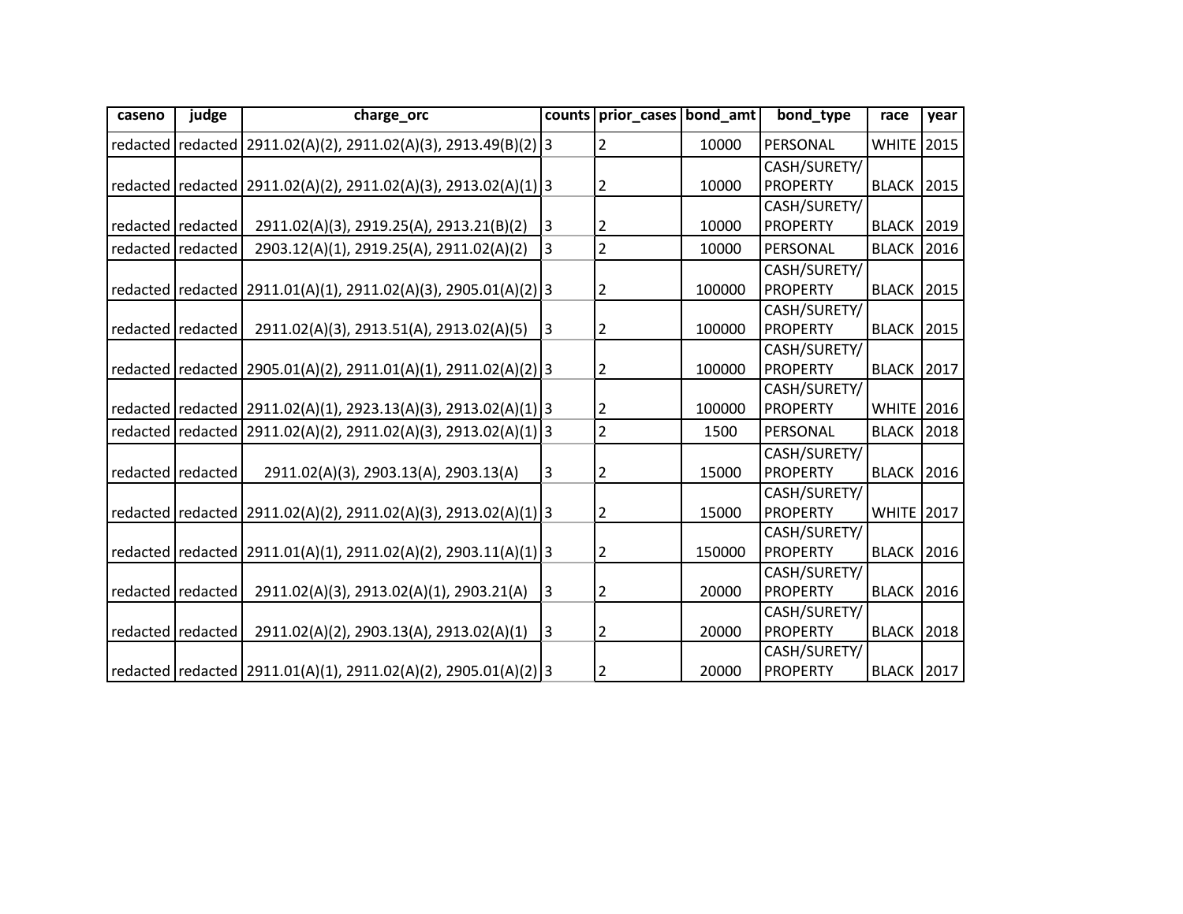| caseno | judge | charge_orc | counts | prior_cases | bond_amt | bond_type | race | year |
| --- | --- | --- | --- | --- | --- | --- | --- | --- |
| redacted | redacted | 2911.02(A)(2), 2911.02(A)(3), 2913.49(B)(2) | 3 | 2 | 10000 | PERSONAL | WHITE | 2015 |
| redacted | redacted | 2911.02(A)(2), 2911.02(A)(3), 2913.02(A)(1) | 3 | 2 | 10000 | CASH/SURETY/PROPERTY | BLACK | 2015 |
| redacted | redacted | 2911.02(A)(3), 2919.25(A), 2913.21(B)(2) | 3 | 2 | 10000 | CASH/SURETY/PROPERTY | BLACK | 2019 |
| redacted | redacted | 2903.12(A)(1), 2919.25(A), 2911.02(A)(2) | 3 | 2 | 10000 | PERSONAL | BLACK | 2016 |
| redacted | redacted | 2911.01(A)(1), 2911.02(A)(3), 2905.01(A)(2) | 3 | 2 | 100000 | CASH/SURETY/PROPERTY | BLACK | 2015 |
| redacted | redacted | 2911.02(A)(3), 2913.51(A), 2913.02(A)(5) | 3 | 2 | 100000 | CASH/SURETY/PROPERTY | BLACK | 2015 |
| redacted | redacted | 2905.01(A)(2), 2911.01(A)(1), 2911.02(A)(2) | 3 | 2 | 100000 | CASH/SURETY/PROPERTY | BLACK | 2017 |
| redacted | redacted | 2911.02(A)(1), 2923.13(A)(3), 2913.02(A)(1) | 3 | 2 | 100000 | CASH/SURETY/PROPERTY | WHITE | 2016 |
| redacted | redacted | 2911.02(A)(2), 2911.02(A)(3), 2913.02(A)(1) | 3 | 2 | 1500 | PERSONAL | BLACK | 2018 |
| redacted | redacted | 2911.02(A)(3), 2903.13(A), 2903.13(A) | 3 | 2 | 15000 | CASH/SURETY/PROPERTY | BLACK | 2016 |
| redacted | redacted | 2911.02(A)(2), 2911.02(A)(3), 2913.02(A)(1) | 3 | 2 | 15000 | CASH/SURETY/PROPERTY | WHITE | 2017 |
| redacted | redacted | 2911.01(A)(1), 2911.02(A)(2), 2903.11(A)(1) | 3 | 2 | 150000 | CASH/SURETY/PROPERTY | BLACK | 2016 |
| redacted | redacted | 2911.02(A)(3), 2913.02(A)(1), 2903.21(A) | 3 | 2 | 20000 | CASH/SURETY/PROPERTY | BLACK | 2016 |
| redacted | redacted | 2911.02(A)(2), 2903.13(A), 2913.02(A)(1) | 3 | 2 | 20000 | CASH/SURETY/PROPERTY | BLACK | 2018 |
| redacted | redacted | 2911.01(A)(1), 2911.02(A)(2), 2905.01(A)(2) | 3 | 2 | 20000 | CASH/SURETY/PROPERTY | BLACK | 2017 |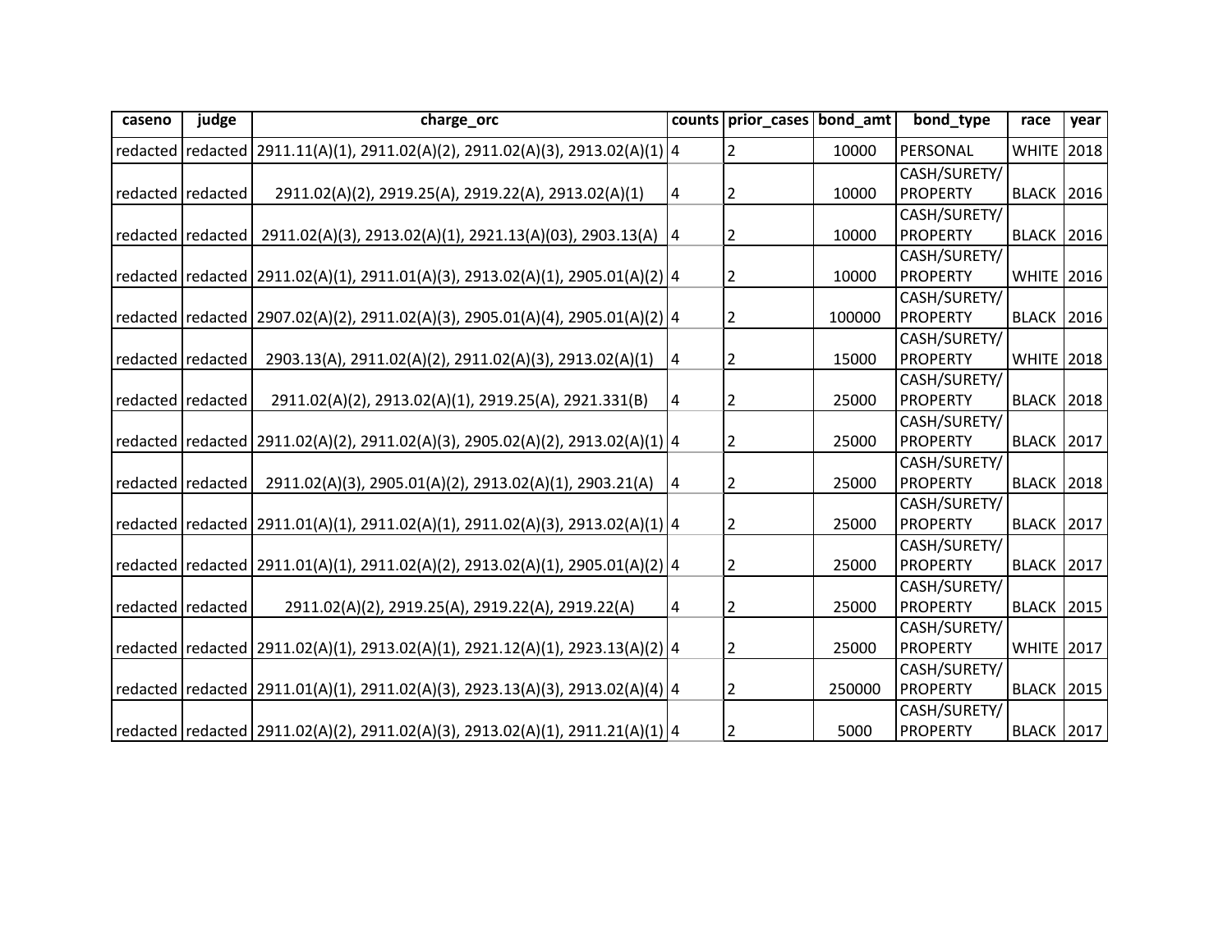| caseno | judge | charge_orc | counts | prior_cases | bond_amt | bond_type | race | year |
|---|---|---|---|---|---|---|---|---|
| redacted | redacted | 2911.11(A)(1), 2911.02(A)(2), 2911.02(A)(3), 2913.02(A)(1) | 4 | 2 | 10000 | PERSONAL | WHITE | 2018 |
| redacted | redacted | 2911.02(A)(2), 2919.25(A), 2919.22(A), 2913.02(A)(1) | 4 | 2 | 10000 | CASH/SURETY/ PROPERTY | BLACK | 2016 |
| redacted | redacted | 2911.02(A)(3), 2913.02(A)(1), 2921.13(A)(03), 2903.13(A) | 4 | 2 | 10000 | CASH/SURETY/ PROPERTY | BLACK | 2016 |
| redacted | redacted | 2911.02(A)(1), 2911.01(A)(3), 2913.02(A)(1), 2905.01(A)(2) | 4 | 2 | 10000 | CASH/SURETY/ PROPERTY | WHITE | 2016 |
| redacted | redacted | 2907.02(A)(2), 2911.02(A)(3), 2905.01(A)(4), 2905.01(A)(2) | 4 | 2 | 100000 | CASH/SURETY/ PROPERTY | BLACK | 2016 |
| redacted | redacted | 2903.13(A), 2911.02(A)(2), 2911.02(A)(3), 2913.02(A)(1) | 4 | 2 | 15000 | CASH/SURETY/ PROPERTY | WHITE | 2018 |
| redacted | redacted | 2911.02(A)(2), 2913.02(A)(1), 2919.25(A), 2921.331(B) | 4 | 2 | 25000 | CASH/SURETY/ PROPERTY | BLACK | 2018 |
| redacted | redacted | 2911.02(A)(2), 2911.02(A)(3), 2905.02(A)(2), 2913.02(A)(1) | 4 | 2 | 25000 | CASH/SURETY/ PROPERTY | BLACK | 2017 |
| redacted | redacted | 2911.02(A)(3), 2905.01(A)(2), 2913.02(A)(1), 2903.21(A) | 4 | 2 | 25000 | CASH/SURETY/ PROPERTY | BLACK | 2018 |
| redacted | redacted | 2911.01(A)(1), 2911.02(A)(1), 2911.02(A)(3), 2913.02(A)(1) | 4 | 2 | 25000 | CASH/SURETY/ PROPERTY | BLACK | 2017 |
| redacted | redacted | 2911.01(A)(1), 2911.02(A)(2), 2913.02(A)(1), 2905.01(A)(2) | 4 | 2 | 25000 | CASH/SURETY/ PROPERTY | BLACK | 2017 |
| redacted | redacted | 2911.02(A)(2), 2919.25(A), 2919.22(A), 2919.22(A) | 4 | 2 | 25000 | CASH/SURETY/ PROPERTY | BLACK | 2015 |
| redacted | redacted | 2911.02(A)(1), 2913.02(A)(1), 2921.12(A)(1), 2923.13(A)(2) | 4 | 2 | 25000 | CASH/SURETY/ PROPERTY | WHITE | 2017 |
| redacted | redacted | 2911.01(A)(1), 2911.02(A)(3), 2923.13(A)(3), 2913.02(A)(4) | 4 | 2 | 250000 | CASH/SURETY/ PROPERTY | BLACK | 2015 |
| redacted | redacted | 2911.02(A)(2), 2911.02(A)(3), 2913.02(A)(1), 2911.21(A)(1) | 4 | 2 | 5000 | CASH/SURETY/ PROPERTY | BLACK | 2017 |